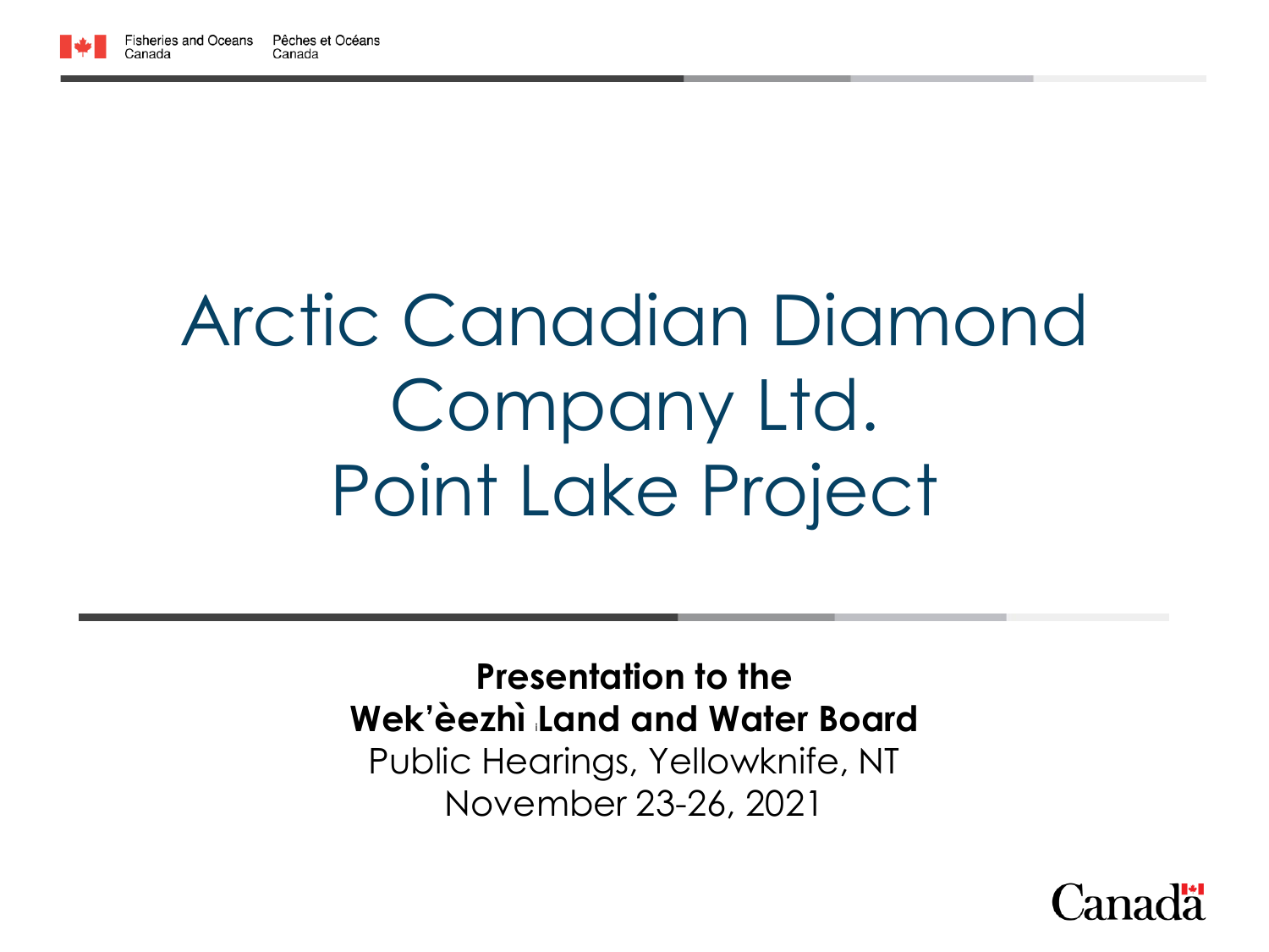# Arctic Canadian Diamond Company Ltd.
# Point Lake Project

**Presentation to the**
**Wek'èezhì Land and Water Board**
Public Hearings, Yellowknife, NT
November 23-26, 2021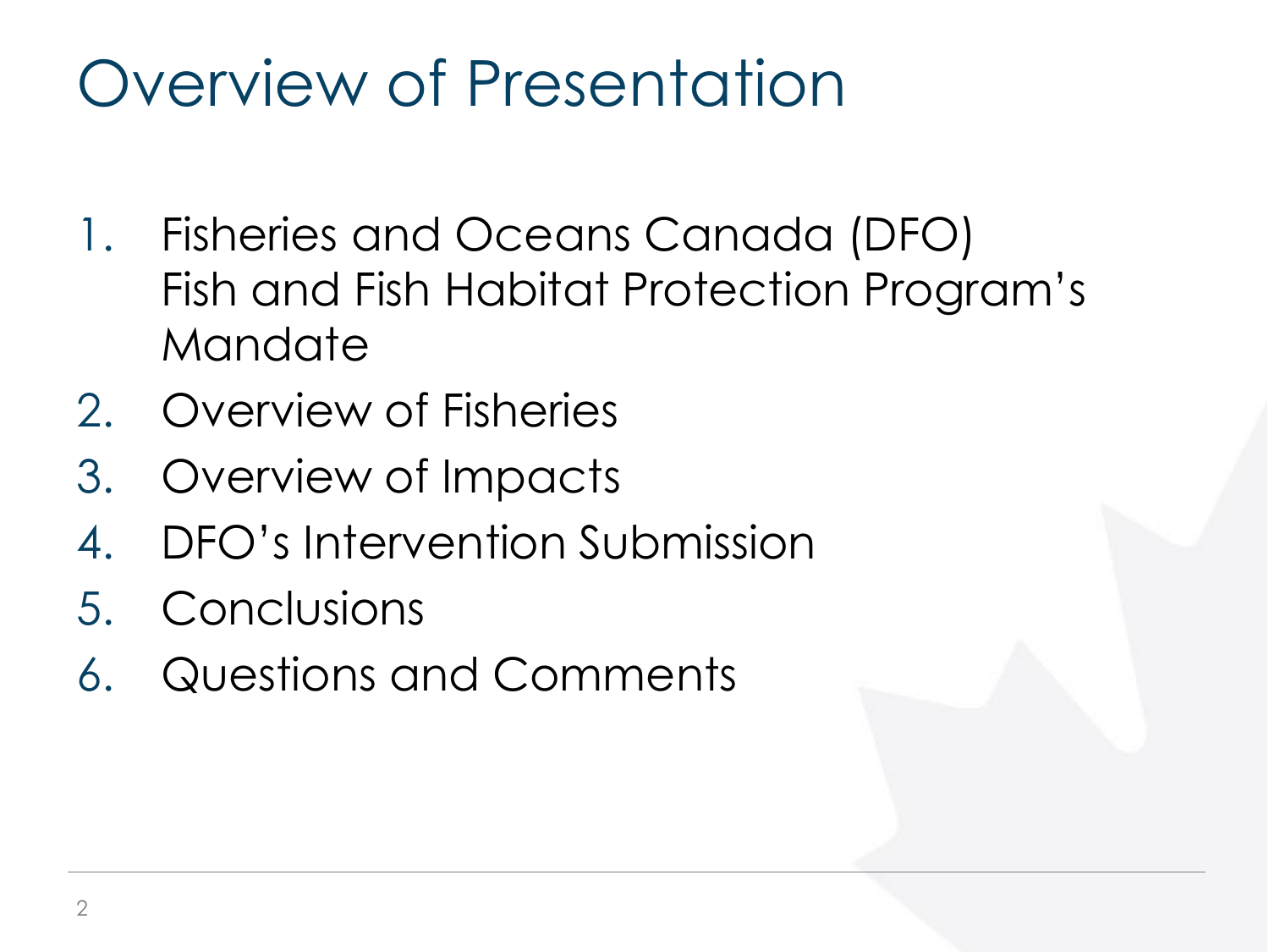# Overview of Presentation

1. Fisheries and Oceans Canada (DFO) Fish and Fish Habitat Protection Program's Mandate
2. Overview of Fisheries
3. Overview of Impacts
4. DFO's Intervention Submission
5. Conclusions
6. Questions and Comments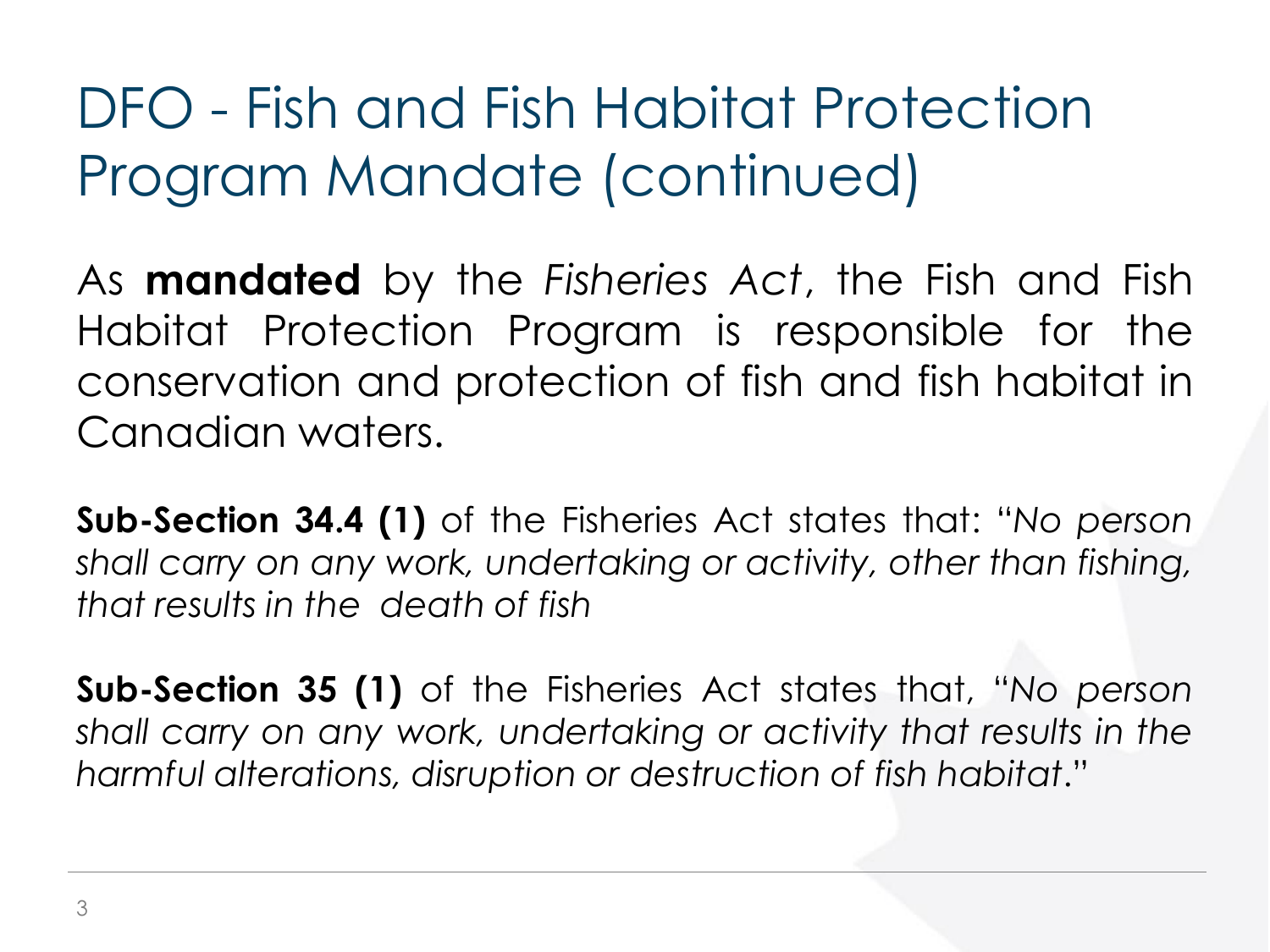# DFO - Fish and Fish Habitat Protection Program Mandate (continued)

As **mandated** by the *Fisheries Act*, the Fish and Fish Habitat Protection Program is responsible for the conservation and protection of fish and fish habitat in Canadian waters.

**Sub-Section 34.4 (1)** of the Fisheries Act states that: "*No person shall carry on any work, undertaking or activity, other than fishing, that results in the death of fish*

**Sub-Section 35 (1)** of the Fisheries Act states that, "*No person shall carry on any work, undertaking or activity that results in the harmful alterations, disruption or destruction of fish habitat*."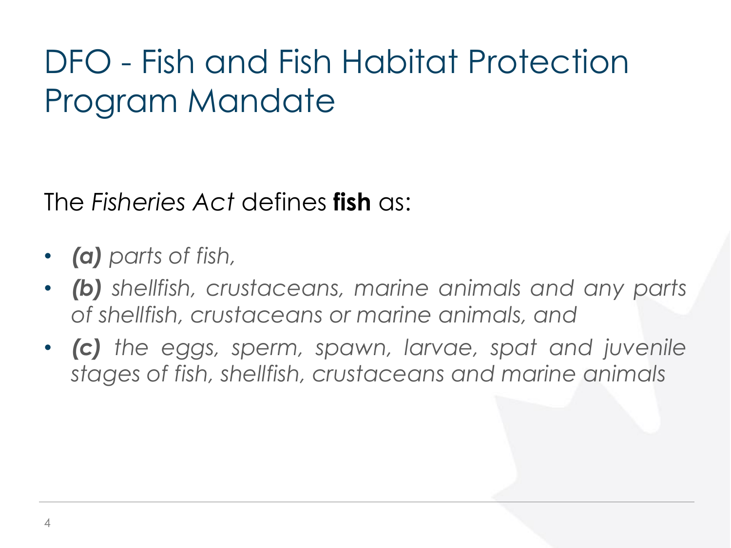# DFO - Fish and Fish Habitat Protection Program Mandate

The *Fisheries Act* defines **fish** as:

- ***(a)*** *parts of fish,*
- ***(b)*** *shellfish, crustaceans, marine animals and any parts of shellfish, crustaceans or marine animals, and*
- ***(c)*** *the eggs, sperm, spawn, larvae, spat and juvenile stages of fish, shellfish, crustaceans and marine animals*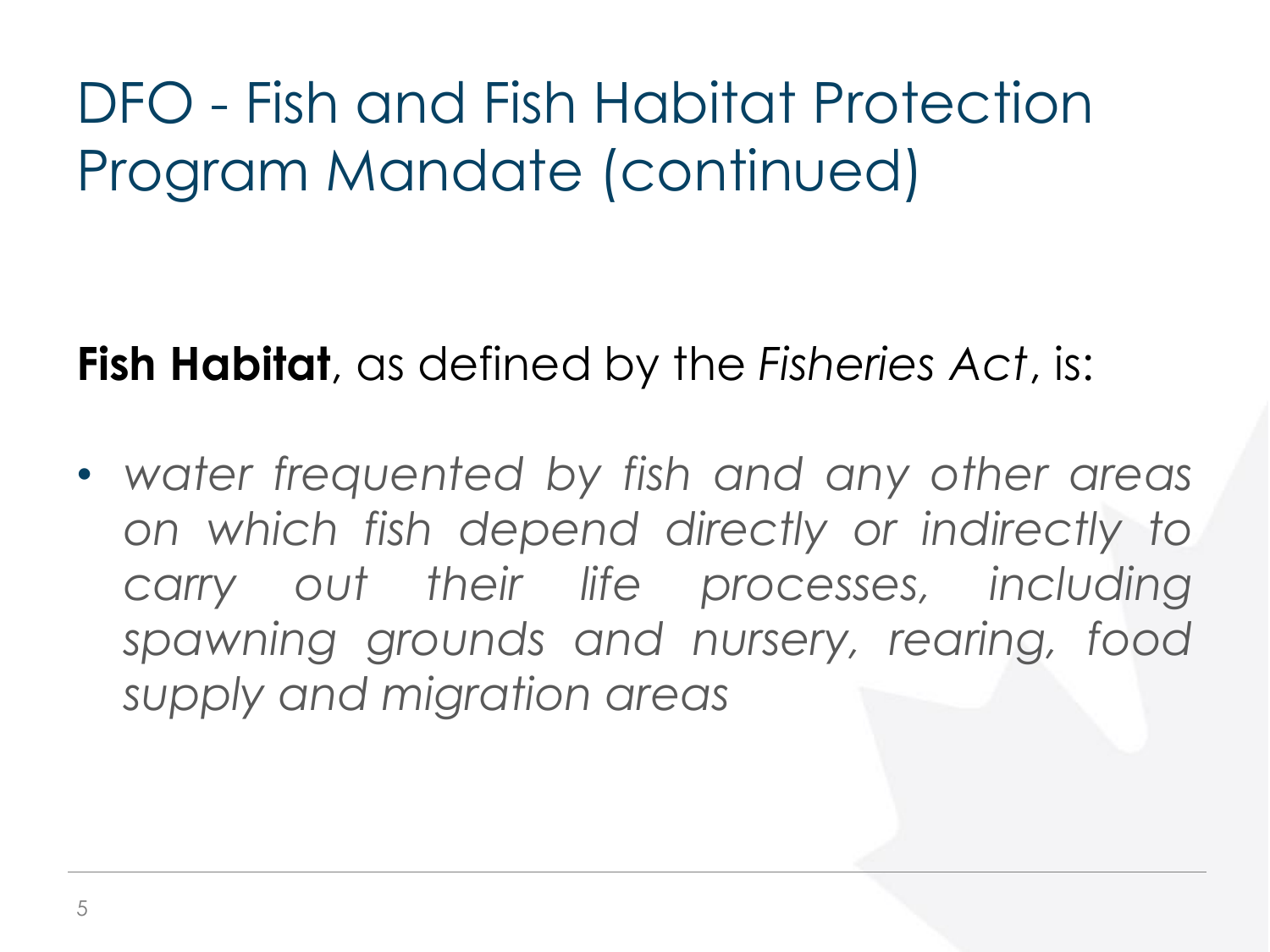# DFO - Fish and Fish Habitat Protection Program Mandate (continued)

**Fish Habitat**, as defined by the *Fisheries Act*, is:

- *water frequented by fish and any other areas on which fish depend directly or indirectly to carry out their life processes, including spawning grounds and nursery, rearing, food supply and migration areas*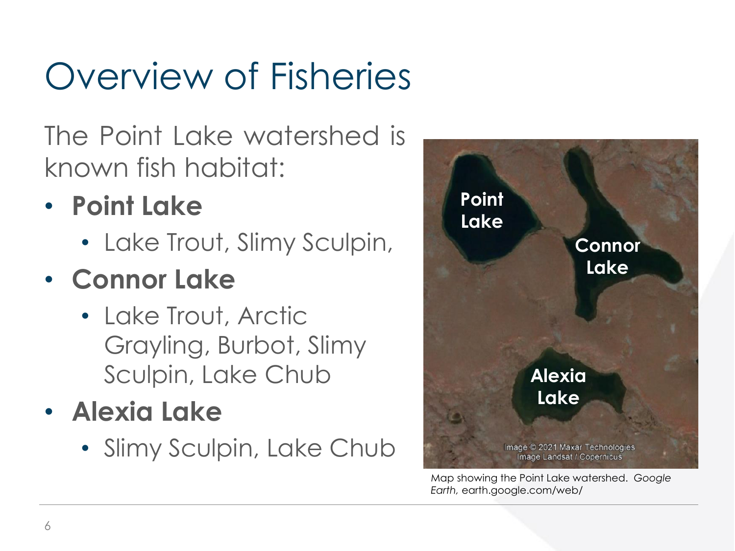# Overview of Fisheries

The Point Lake watershed is known fish habitat:

- **Point Lake**
  - Lake Trout, Slimy Sculpin,
- **Connor Lake**
  - Lake Trout, Arctic Grayling, Burbot, Slimy Sculpin, Lake Chub
- **Alexia Lake**
  - Slimy Sculpin, Lake Chub

Map showing the Point Lake watershed. *Google Earth,* earth.google.com/web/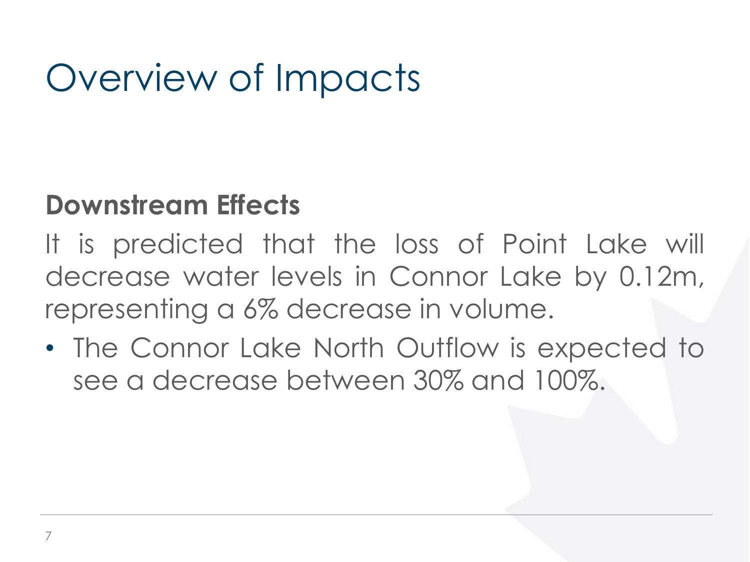# Overview of Impacts

**Downstream Effects**

It is predicted that the loss of Point Lake will decrease water levels in Connor Lake by 0.12m, representing a 6% decrease in volume.

- The Connor Lake North Outflow is expected to see a decrease between 30% and 100%.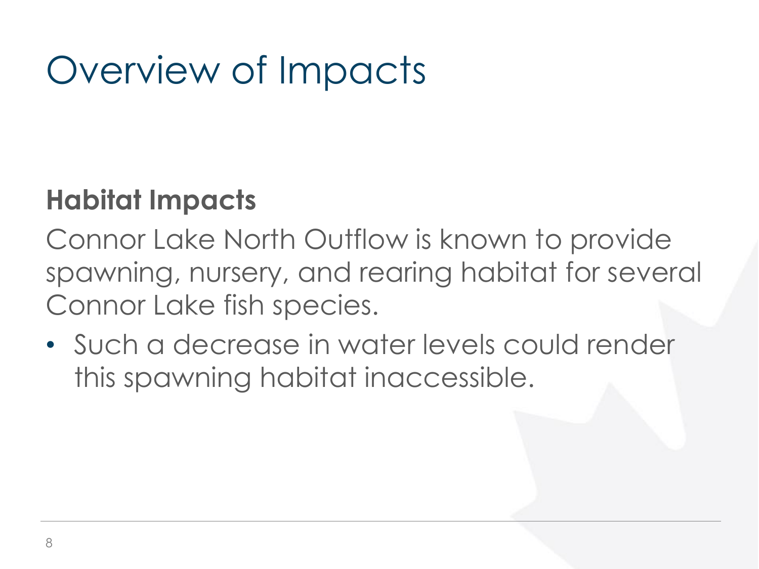# Overview of Impacts

**Habitat Impacts**

Connor Lake North Outflow is known to provide spawning, nursery, and rearing habitat for several Connor Lake fish species.

- Such a decrease in water levels could render this spawning habitat inaccessible.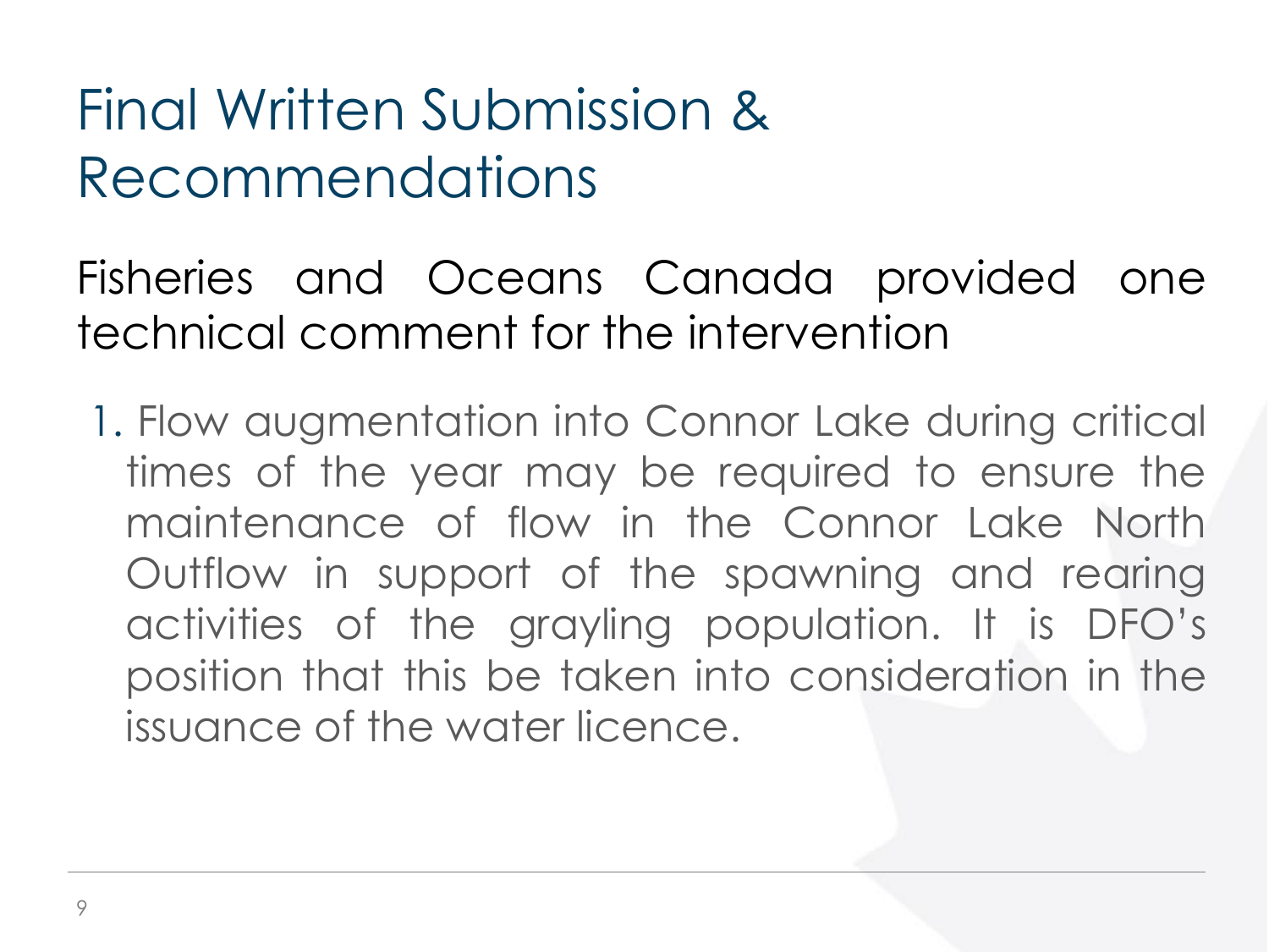# Final Written Submission & Recommendations

Fisheries and Oceans Canada provided one technical comment for the intervention

1. Flow augmentation into Connor Lake during critical times of the year may be required to ensure the maintenance of flow in the Connor Lake North Outflow in support of the spawning and rearing activities of the grayling population. It is DFO's position that this be taken into consideration in the issuance of the water licence.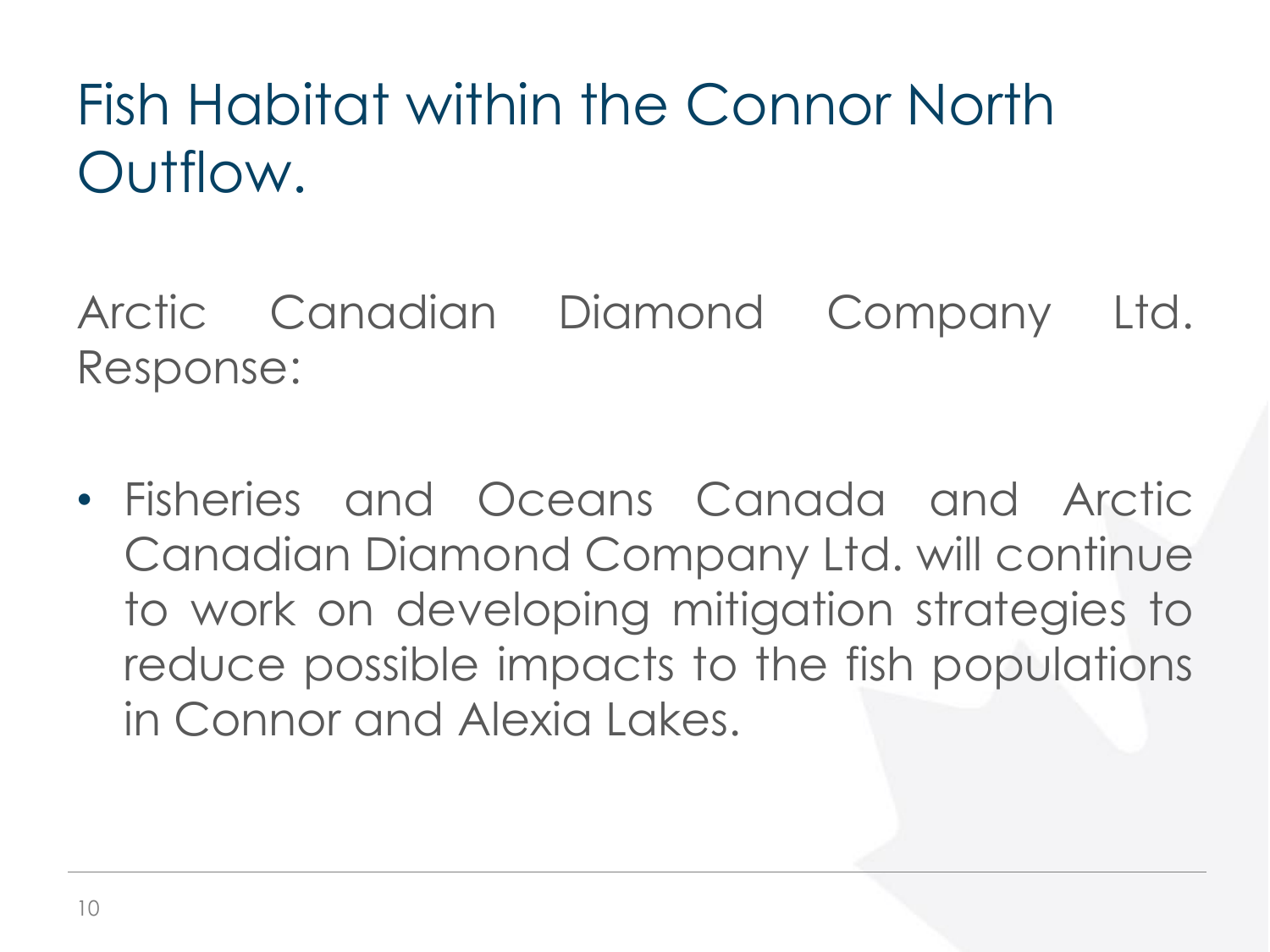# Fish Habitat within the Connor North Outflow.

Arctic Canadian Diamond Company Ltd. Response:

- Fisheries and Oceans Canada and Arctic Canadian Diamond Company Ltd. will continue to work on developing mitigation strategies to reduce possible impacts to the fish populations in Connor and Alexia Lakes.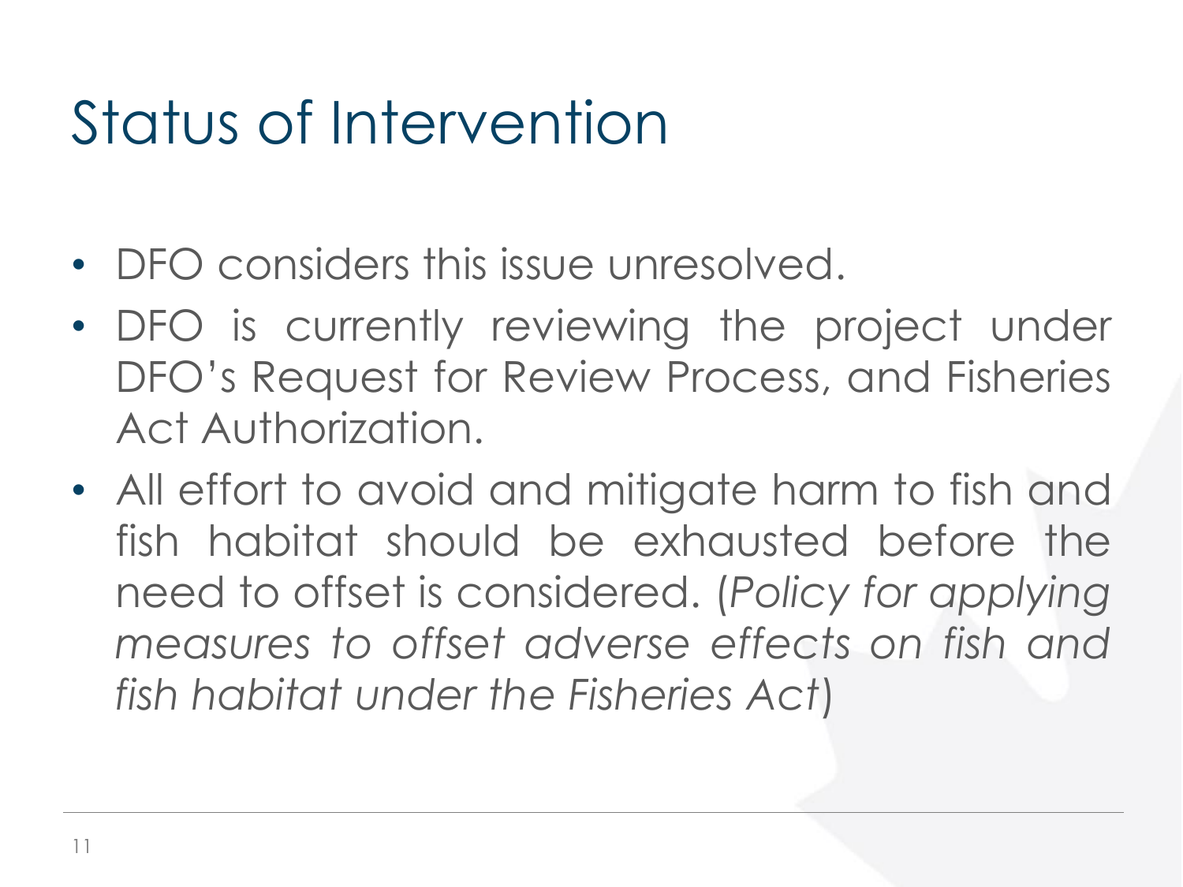# Status of Intervention

- DFO considers this issue unresolved.
- DFO is currently reviewing the project under DFO's Request for Review Process, and Fisheries Act Authorization.
- All effort to avoid and mitigate harm to fish and fish habitat should be exhausted before the need to offset is considered. (*Policy for applying measures to offset adverse effects on fish and fish habitat under the Fisheries Act*)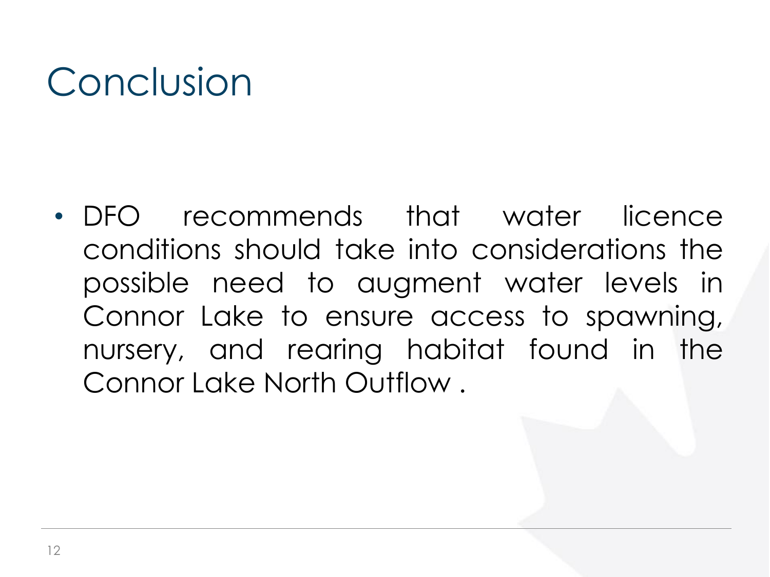# Conclusion

- DFO recommends that water licence conditions should take into considerations the possible need to augment water levels in Connor Lake to ensure access to spawning, nursery, and rearing habitat found in the Connor Lake North Outflow .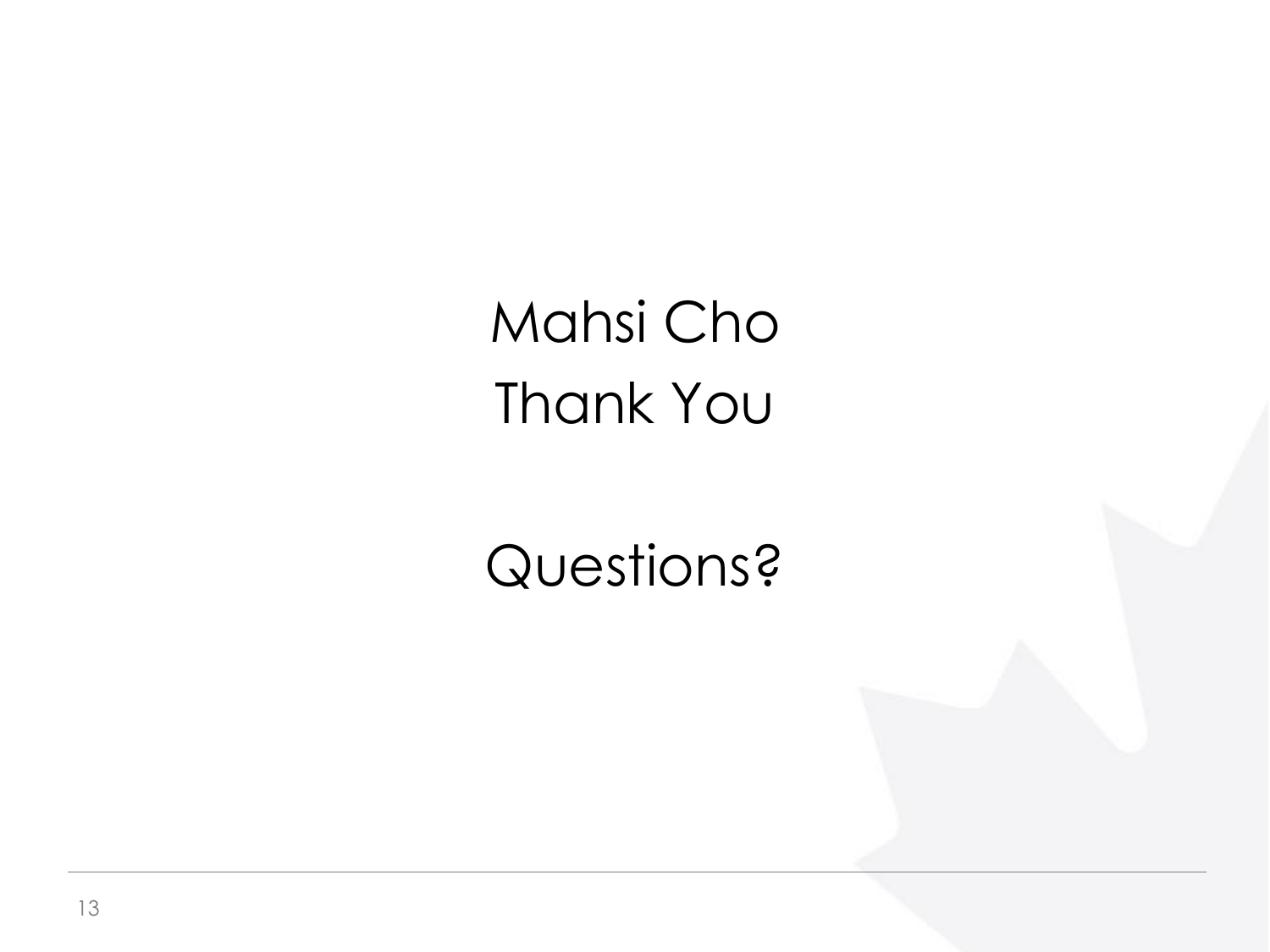Mahsi Cho

Thank You

Questions?